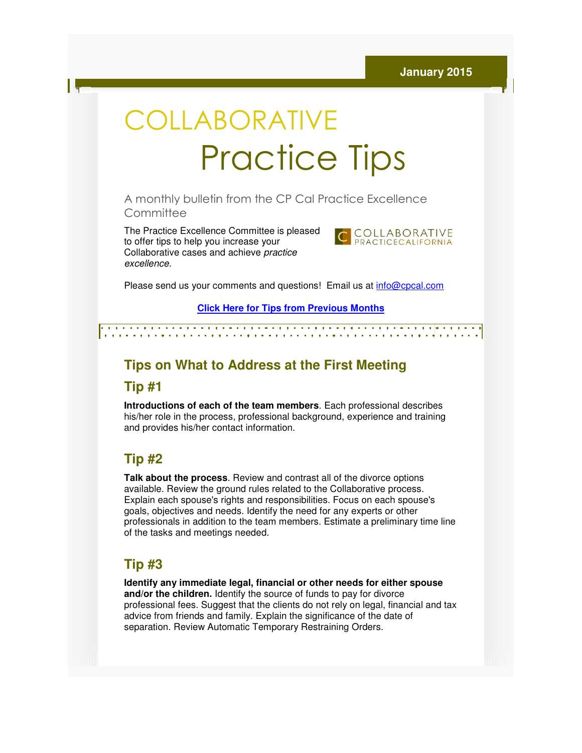January 2015

# COLLABORATIVE Practice Tips

A monthly bulletin from the CP Cal Practice Excellence Committee

The Practice Excellence Committee is pleased to offer tips to help you increase your Collaborative cases and achieve *practice excellence.*

COLLABORATIVE PRACTICECALIFORNIA

Please send us your comments and questions!  Email us at info@cpcal.com

**Click Here for Tips from Previous Months**

## Tips on What to Address at the First Meeting

### Tip #1

**Introductions of each of the team members**. Each professional describes his/her role in the process, professional background, experience and training and provides his/her contact information.

### Tip #2

**Talk about the process**. Review and contrast all of the divorce options available. Review the ground rules related to the Collaborative process. Explain each spouse's rights and responsibilities. Focus on each spouse's goals, objectives and needs. Identify the need for any experts or other professionals in addition to the team members. Estimate a preliminary time line of the tasks and meetings needed.

### Tip #3

**Identify any immediate legal, financial or other needs for either spouse and/or the children.** Identify the source of funds to pay for divorce professional fees. Suggest that the clients do not rely on legal, financial and tax advice from friends and family. Explain the significance of the date of separation. Review Automatic Temporary Restraining Orders.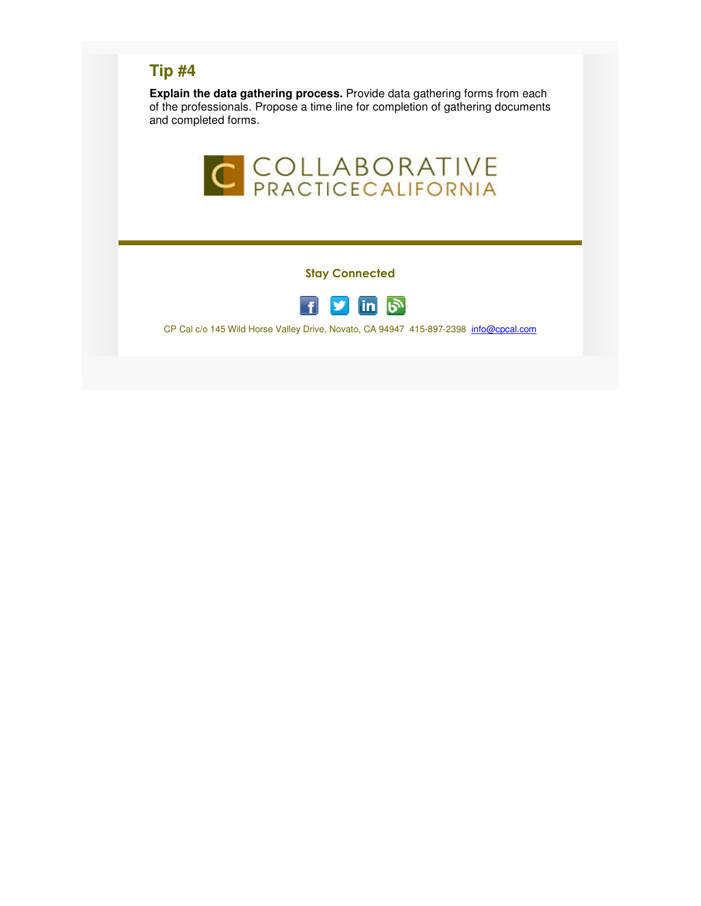## Tip #4

**Explain the data gathering process.** Provide data gathering forms from each of the professionals. Propose a time line for completion of gathering documents and completed forms.

COLLABORATIVE PRACTICE CALIFORNIA

**Stay Connected**

CP Cal c/o 145 Wild Horse Valley Drive, Novato, CA 94947 415-897-2398 info@cpcal.com